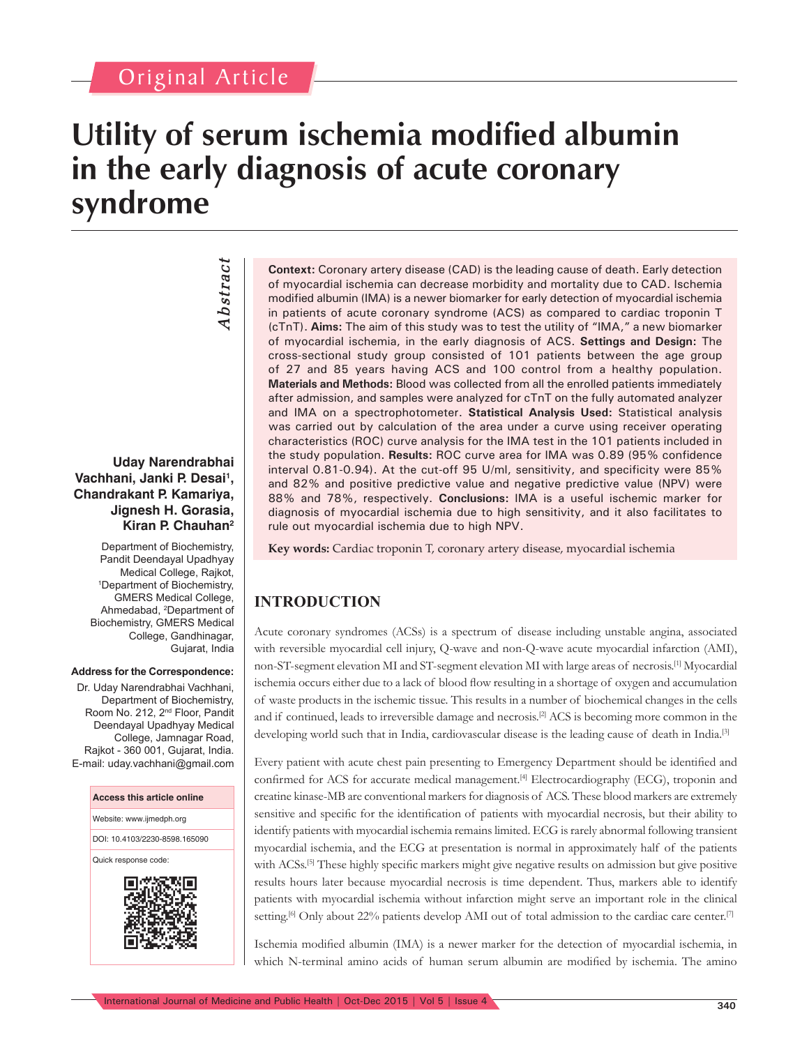Original Article

# Utility of serum ischemia modified albumin in the early diagnosis of acute coronary syndrome

**Uday Narendrabhai Vachhani, Janki P. Desai[1], Chandrakant P. Kamariya, Jignesh H. Gorasia, Kiran P. Chauhan[2]**

Department of Biochemistry, Pandit Deendayal Upadhyay Medical College, Rajkot, [1]Department of Biochemistry, GMERS Medical College, Ahmedabad, [2]Department of Biochemistry, GMERS Medical College, Gandhinagar, Gujarat, India

**Address for the Correspondence:**

Dr. Uday Narendrabhai Vachhani, Department of Biochemistry, Room No. 212, 2nd Floor, Pandit Deendayal Upadhyay Medical College, Jamnagar Road, Rajkot - 360 001, Gujarat, India. E-mail: uday.vachhani@gmail.com

**Access this article online**

Website: www.ijmedph.org

DOI: 10.4103/2230-8598.165090

Quick response code:

## Abstract

**Context:** Coronary artery disease (CAD) is the leading cause of death. Early detection of myocardial ischemia can decrease morbidity and mortality due to CAD. Ischemia modified albumin (IMA) is a newer biomarker for early detection of myocardial ischemia in patients of acute coronary syndrome (ACS) as compared to cardiac troponin T (cTnT). **Aims:** The aim of this study was to test the utility of "IMA," a new biomarker of myocardial ischemia, in the early diagnosis of ACS. **Settings and Design:** The cross-sectional study group consisted of 101 patients between the age group of 27 and 85 years having ACS and 100 control from a healthy population. **Materials and Methods:** Blood was collected from all the enrolled patients immediately after admission, and samples were analyzed for cTnT on the fully automated analyzer and IMA on a spectrophotometer. **Statistical Analysis Used:** Statistical analysis was carried out by calculation of the area under a curve using receiver operating characteristics (ROC) curve analysis for the IMA test in the 101 patients included in the study population. **Results:** ROC curve area for IMA was 0.89 (95% confidence interval 0.81-0.94). At the cut-off 95 U/ml, sensitivity, and specificity were 85% and 82% and positive predictive value and negative predictive value (NPV) were 88% and 78%, respectively. **Conclusions:** IMA is a useful ischemic marker for diagnosis of myocardial ischemia due to high sensitivity, and it also facilitates to rule out myocardial ischemia due to high NPV.

**Key words:** Cardiac troponin T, coronary artery disease, myocardial ischemia

## INTRODUCTION

Acute coronary syndromes (ACSs) is a spectrum of disease including unstable angina, associated with reversible myocardial cell injury, Q-wave and non-Q-wave acute myocardial infarction (AMI), non-ST-segment elevation MI and ST-segment elevation MI with large areas of necrosis.[1] Myocardial ischemia occurs either due to a lack of blood flow resulting in a shortage of oxygen and accumulation of waste products in the ischemic tissue. This results in a number of biochemical changes in the cells and if continued, leads to irreversible damage and necrosis.[2] ACS is becoming more common in the developing world such that in India, cardiovascular disease is the leading cause of death in India.[3]

Every patient with acute chest pain presenting to Emergency Department should be identified and confirmed for ACS for accurate medical management.[4] Electrocardiography (ECG), troponin and creatine kinase-MB are conventional markers for diagnosis of ACS. These blood markers are extremely sensitive and specific for the identification of patients with myocardial necrosis, but their ability to identify patients with myocardial ischemia remains limited. ECG is rarely abnormal following transient myocardial ischemia, and the ECG at presentation is normal in approximately half of the patients with ACSs.[5] These highly specific markers might give negative results on admission but give positive results hours later because myocardial necrosis is time dependent. Thus, markers able to identify patients with myocardial ischemia without infarction might serve an important role in the clinical setting.[6] Only about 22% patients develop AMI out of total admission to the cardiac care center.[7]

Ischemia modified albumin (IMA) is a newer marker for the detection of myocardial ischemia, in which N-terminal amino acids of human serum albumin are modified by ischemia. The amino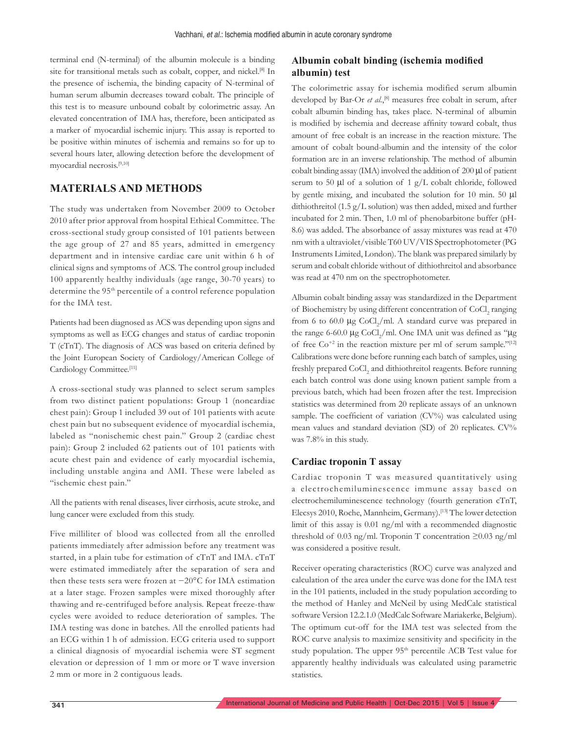terminal end (N-terminal) of the albumin molecule is a binding site for transitional metals such as cobalt, copper, and nickel.[8] In the presence of ischemia, the binding capacity of N-terminal of human serum albumin decreases toward cobalt. The principle of this test is to measure unbound cobalt by colorimetric assay. An elevated concentration of IMA has, therefore, been anticipated as a marker of myocardial ischemic injury. This assay is reported to be positive within minutes of ischemia and remains so for up to several hours later, allowing detection before the development of myocardial necrosis.[9,10]

## MATERIALS AND METHODS

The study was undertaken from November 2009 to October 2010 after prior approval from hospital Ethical Committee. The cross-sectional study group consisted of 101 patients between the age group of 27 and 85 years, admitted in emergency department and in intensive cardiac care unit within 6 h of clinical signs and symptoms of ACS. The control group included 100 apparently healthy individuals (age range, 30-70 years) to determine the 95th percentile of a control reference population for the IMA test.

Patients had been diagnosed as ACS was depending upon signs and symptoms as well as ECG changes and status of cardiac troponin T (cTnT). The diagnosis of ACS was based on criteria defined by the Joint European Society of Cardiology/American College of Cardiology Committee.[11]

A cross-sectional study was planned to select serum samples from two distinct patient populations: Group 1 (noncardiac chest pain): Group 1 included 39 out of 101 patients with acute chest pain but no subsequent evidence of myocardial ischemia, labeled as "nonischemic chest pain." Group 2 (cardiac chest pain): Group 2 included 62 patients out of 101 patients with acute chest pain and evidence of early myocardial ischemia, including unstable angina and AMI. These were labeled as "ischemic chest pain."

All the patients with renal diseases, liver cirrhosis, acute stroke, and lung cancer were excluded from this study.

Five milliliter of blood was collected from all the enrolled patients immediately after admission before any treatment was started, in a plain tube for estimation of cTnT and IMA. cTnT were estimated immediately after the separation of sera and then these tests sera were frozen at −20°C for IMA estimation at a later stage. Frozen samples were mixed thoroughly after thawing and re-centrifuged before analysis. Repeat freeze-thaw cycles were avoided to reduce deterioration of samples. The IMA testing was done in batches. All the enrolled patients had an ECG within 1 h of admission. ECG criteria used to support a clinical diagnosis of myocardial ischemia were ST segment elevation or depression of 1 mm or more or T wave inversion 2 mm or more in 2 contiguous leads.

### Albumin cobalt binding (ischemia modified albumin) test

The colorimetric assay for ischemia modified serum albumin developed by Bar-Or *et al.*,[8] measures free cobalt in serum, after cobalt albumin binding has, takes place. N-terminal of albumin is modified by ischemia and decrease affinity toward cobalt, thus amount of free cobalt is an increase in the reaction mixture. The amount of cobalt bound-albumin and the intensity of the color formation are in an inverse relationship. The method of albumin cobalt binding assay (IMA) involved the addition of 200 μl of patient serum to 50 μl of a solution of 1 g/L cobalt chloride, followed by gentle mixing, and incubated the solution for 10 min. 50 μl dithiothreitol (1.5 g/L solution) was then added, mixed and further incubated for 2 min. Then, 1.0 ml of phenobarbitone buffer (pH-8.6) was added. The absorbance of assay mixtures was read at 470 nm with a ultraviolet/visible T60 UV/VIS Spectrophotometer (PG Instruments Limited, London). The blank was prepared similarly by serum and cobalt chloride without of dithiothreitol and absorbance was read at 470 nm on the spectrophotometer.

Albumin cobalt binding assay was standardized in the Department of Biochemistry by using different concentration of $CoCl_2$ ranging from 6 to 60.0 μg $CoCl_2$/ml. A standard curve was prepared in the range 6-60.0 μg $CoCl_2$/ml. One IMA unit was defined as "μg of free $Co^{+2}$ in the reaction mixture per ml of serum sample."[12] Calibrations were done before running each batch of samples, using freshly prepared $CoCl_2$ and dithiothreitol reagents. Before running each batch control was done using known patient sample from a previous batch, which had been frozen after the test. Imprecision statistics was determined from 20 replicate assays of an unknown sample. The coefficient of variation (CV%) was calculated using mean values and standard deviation (SD) of 20 replicates. CV% was 7.8% in this study.

### Cardiac troponin T assay

Cardiac troponin T was measured quantitatively using a electrochemiluminescence immune assay based on electrochemiluminescence technology (fourth generation cTnT, Elecsys 2010, Roche, Mannheim, Germany).[13] The lower detection limit of this assay is 0.01 ng/ml with a recommended diagnostic threshold of 0.03 ng/ml. Troponin T concentration ≥0.03 ng/ml was considered a positive result.

Receiver operating characteristics (ROC) curve was analyzed and calculation of the area under the curve was done for the IMA test in the 101 patients, included in the study population according to the method of Hanley and McNeil by using MedCalc statistical software Version 12.2.1.0 (MedCalc Software Mariakerke, Belgium). The optimum cut-off for the IMA test was selected from the ROC curve analysis to maximize sensitivity and specificity in the study population. The upper 95th percentile ACB Test value for apparently healthy individuals was calculated using parametric statistics.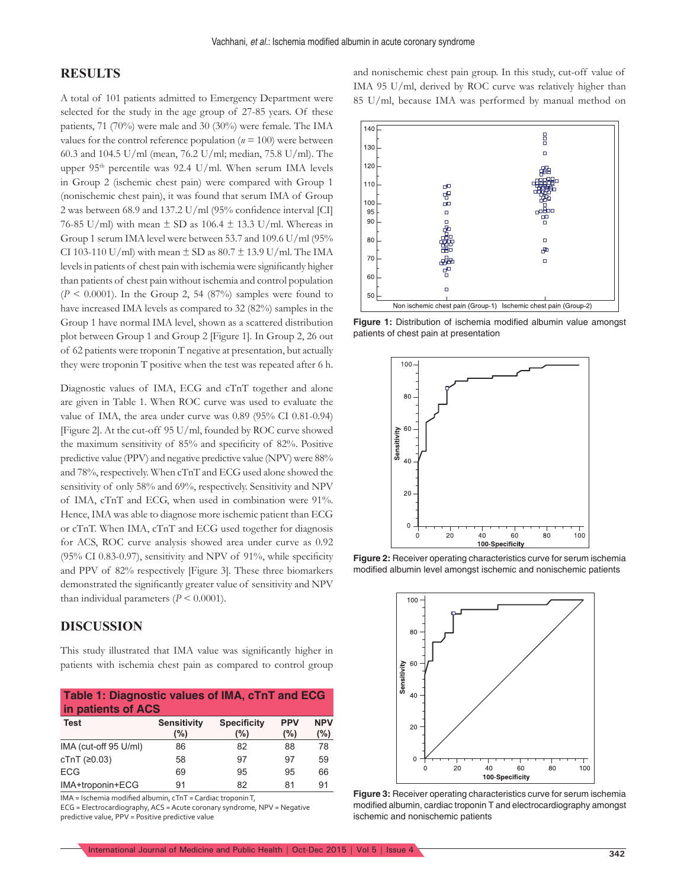## RESULTS

A total of 101 patients admitted to Emergency Department were selected for the study in the age group of 27-85 years. Of these patients, 71 (70%) were male and 30 (30%) were female. The IMA values for the control reference population ($n = 100$) were between 60.3 and 104.5 U/ml (mean, 76.2 U/ml; median, 75.8 U/ml). The upper 95th percentile was 92.4 U/ml. When serum IMA levels in Group 2 (ischemic chest pain) were compared with Group 1 (nonischemic chest pain), it was found that serum IMA of Group 2 was between 68.9 and 137.2 U/ml (95% confidence interval [CI] 76-85 U/ml) with mean ± SD as 106.4 ± 13.3 U/ml. Whereas in Group 1 serum IMA level were between 53.7 and 109.6 U/ml (95% CI 103-110 U/ml) with mean ± SD as 80.7 ± 13.9 U/ml. The IMA levels in patients of chest pain with ischemia were significantly higher than patients of chest pain without ischemia and control population ($P < 0.0001$). In the Group 2, 54 (87%) samples were found to have increased IMA levels as compared to 32 (82%) samples in the Group 1 have normal IMA level, shown as a scattered distribution plot between Group 1 and Group 2 [Figure 1]. In Group 2, 26 out of 62 patients were troponin T negative at presentation, but actually they were troponin T positive when the test was repeated after 6 h.

Diagnostic values of IMA, ECG and cTnT together and alone are given in Table 1. When ROC curve was used to evaluate the value of IMA, the area under curve was 0.89 (95% CI 0.81-0.94) [Figure 2]. At the cut-off 95 U/ml, founded by ROC curve showed the maximum sensitivity of 85% and specificity of 82%. Positive predictive value (PPV) and negative predictive value (NPV) were 88% and 78%, respectively. When cTnT and ECG used alone showed the sensitivity of only 58% and 69%, respectively. Sensitivity and NPV of IMA, cTnT and ECG, when used in combination were 91%. Hence, IMA was able to diagnose more ischemic patient than ECG or cTnT. When IMA, cTnT and ECG used together for diagnosis for ACS, ROC curve analysis showed area under curve as 0.92 (95% CI 0.83-0.97), sensitivity and NPV of 91%, while specificity and PPV of 82% respectively [Figure 3]. These three biomarkers demonstrated the significantly greater value of sensitivity and NPV than individual parameters ($P < 0.0001$).

## DISCUSSION

This study illustrated that IMA value was significantly higher in patients with ischemia chest pain as compared to control group and nonischemic chest pain group. In this study, cut-off value of IMA 95 U/ml, derived by ROC curve was relatively higher than 85 U/ml, because IMA was performed by manual method on

**Table 1: Diagnostic values of IMA, cTnT and ECG in patients of ACS**

| Test | Sensitivity (%) | Specificity (%) | PPV (%) | NPV (%) |
|---|---|---|---|---|
| IMA (cut-off 95 U/ml) | 86 | 82 | 88 | 78 |
| cTnT (≥0.03) | 58 | 97 | 97 | 59 |
| ECG | 69 | 95 | 95 | 66 |
| IMA+troponin+ECG | 91 | 82 | 81 | 91 |

IMA = Ischemia modified albumin, cTnT = Cardiac troponin T, ECG = Electrocardiography, ACS = Acute coronary syndrome, NPV = Negative predictive value, PPV = Positive predictive value

**Figure 1:** Distribution of ischemia modified albumin value amongst patients of chest pain at presentation

**Figure 2:** Receiver operating characteristics curve for serum ischemia modified albumin level amongst ischemic and nonischemic patients

**Figure 3:** Receiver operating characteristics curve for serum ischemia modified albumin, cardiac troponin T and electrocardiography amongst ischemic and nonischemic patients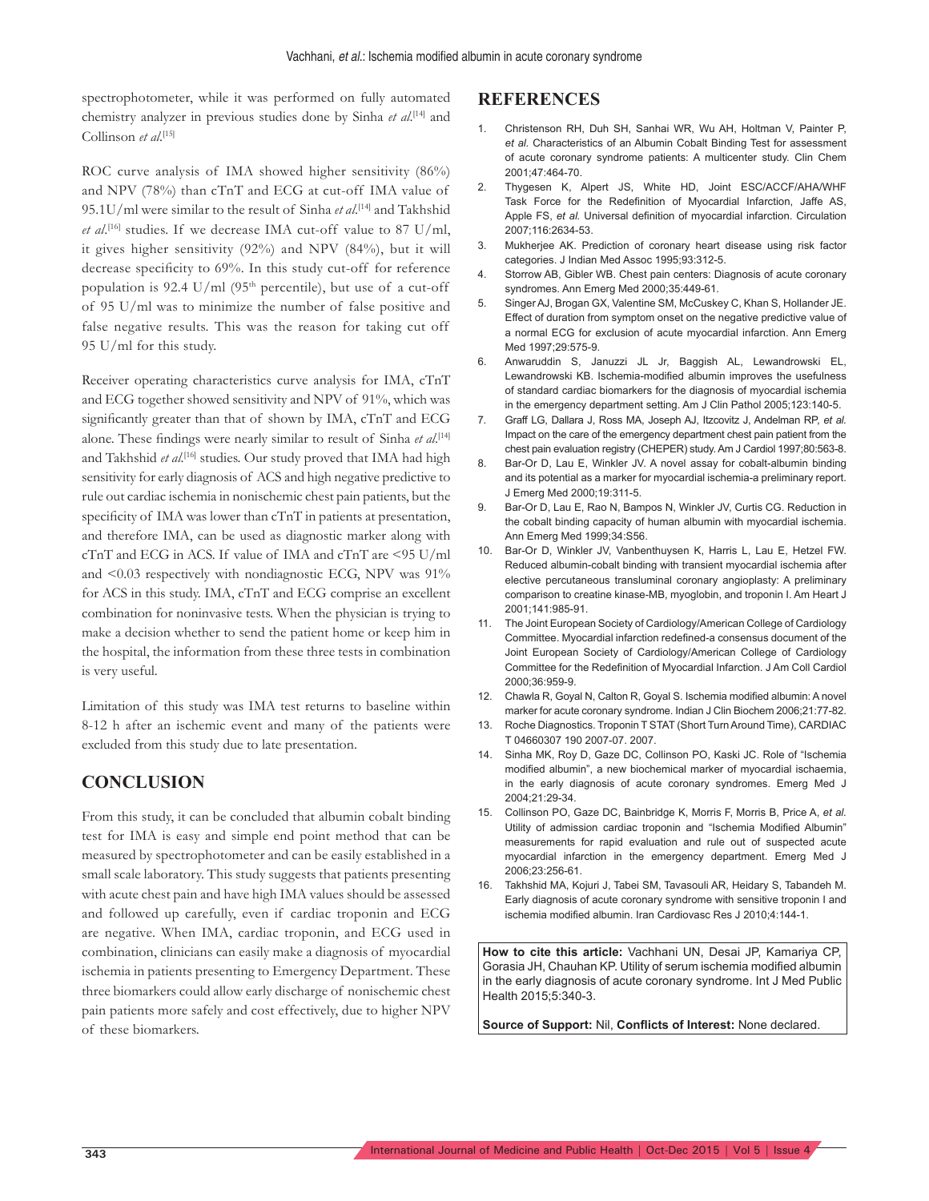spectrophotometer, while it was performed on fully automated chemistry analyzer in previous studies done by Sinha *et al*.[14] and Collinson *et al*.[15]

ROC curve analysis of IMA showed higher sensitivity (86%) and NPV (78%) than cTnT and ECG at cut-off IMA value of 95.1U/ml were similar to the result of Sinha *et al*.[14] and Takhshid *et al*.[16] studies. If we decrease IMA cut-off value to 87 U/ml, it gives higher sensitivity (92%) and NPV (84%), but it will decrease specificity to 69%. In this study cut-off for reference population is 92.4 U/ml (95th percentile), but use of a cut-off of 95 U/ml was to minimize the number of false positive and false negative results. This was the reason for taking cut off 95 U/ml for this study.

Receiver operating characteristics curve analysis for IMA, cTnT and ECG together showed sensitivity and NPV of 91%, which was significantly greater than that of shown by IMA, cTnT and ECG alone. These findings were nearly similar to result of Sinha *et al*.[14] and Takhshid *et al*.[16] studies. Our study proved that IMA had high sensitivity for early diagnosis of ACS and high negative predictive to rule out cardiac ischemia in nonischemic chest pain patients, but the specificity of IMA was lower than cTnT in patients at presentation, and therefore IMA, can be used as diagnostic marker along with cTnT and ECG in ACS. If value of IMA and cTnT are <95 U/ml and <0.03 respectively with nondiagnostic ECG, NPV was 91% for ACS in this study. IMA, cTnT and ECG comprise an excellent combination for noninvasive tests. When the physician is trying to make a decision whether to send the patient home or keep him in the hospital, the information from these three tests in combination is very useful.

Limitation of this study was IMA test returns to baseline within 8-12 h after an ischemic event and many of the patients were excluded from this study due to late presentation.

## CONCLUSION

From this study, it can be concluded that albumin cobalt binding test for IMA is easy and simple end point method that can be measured by spectrophotometer and can be easily established in a small scale laboratory. This study suggests that patients presenting with acute chest pain and have high IMA values should be assessed and followed up carefully, even if cardiac troponin and ECG are negative. When IMA, cardiac troponin, and ECG used in combination, clinicians can easily make a diagnosis of myocardial ischemia in patients presenting to Emergency Department. These three biomarkers could allow early discharge of nonischemic chest pain patients more safely and cost effectively, due to higher NPV of these biomarkers.

## REFERENCES

1. Christenson RH, Duh SH, Sanhai WR, Wu AH, Holtman V, Painter P, *et al.* Characteristics of an Albumin Cobalt Binding Test for assessment of acute coronary syndrome patients: A multicenter study. Clin Chem 2001;47:464-70.
2. Thygesen K, Alpert JS, White HD, Joint ESC/ACCF/AHA/WHF Task Force for the Redefinition of Myocardial Infarction, Jaffe AS, Apple FS, *et al.* Universal definition of myocardial infarction. Circulation 2007;116:2634-53.
3. Mukherjee AK. Prediction of coronary heart disease using risk factor categories. J Indian Med Assoc 1995;93:312-5.
4. Storrow AB, Gibler WB. Chest pain centers: Diagnosis of acute coronary syndromes. Ann Emerg Med 2000;35:449-61.
5. Singer AJ, Brogan GX, Valentine SM, McCuskey C, Khan S, Hollander JE. Effect of duration from symptom onset on the negative predictive value of a normal ECG for exclusion of acute myocardial infarction. Ann Emerg Med 1997;29:575-9.
6. Anwaruddin S, Januzzi JL Jr, Baggish AL, Lewandrowski EL, Lewandrowski KB. Ischemia-modified albumin improves the usefulness of standard cardiac biomarkers for the diagnosis of myocardial ischemia in the emergency department setting. Am J Clin Pathol 2005;123:140-5.
7. Graff LG, Dallara J, Ross MA, Joseph AJ, Itzcovitz J, Andelman RP, *et al.* Impact on the care of the emergency department chest pain patient from the chest pain evaluation registry (CHEPER) study. Am J Cardiol 1997;80:563-8.
8. Bar-Or D, Lau E, Winkler JV. A novel assay for cobalt-albumin binding and its potential as a marker for myocardial ischemia-a preliminary report. J Emerg Med 2000;19:311-5.
9. Bar-Or D, Lau E, Rao N, Bampos N, Winkler JV, Curtis CG. Reduction in the cobalt binding capacity of human albumin with myocardial ischemia. Ann Emerg Med 1999;34:S56.
10. Bar-Or D, Winkler JV, Vanbenthuysen K, Harris L, Lau E, Hetzel FW. Reduced albumin-cobalt binding with transient myocardial ischemia after elective percutaneous transluminal coronary angioplasty: A preliminary comparison to creatine kinase-MB, myoglobin, and troponin I. Am Heart J 2001;141:985-91.
11. The Joint European Society of Cardiology/American College of Cardiology Committee. Myocardial infarction redefined-a consensus document of the Joint European Society of Cardiology/American College of Cardiology Committee for the Redefinition of Myocardial Infarction. J Am Coll Cardiol 2000;36:959-9.
12. Chawla R, Goyal N, Calton R, Goyal S. Ischemia modified albumin: A novel marker for acute coronary syndrome. Indian J Clin Biochem 2006;21:77-82.
13. Roche Diagnostics. Troponin T STAT (Short Turn Around Time), CARDIAC T 04660307 190 2007-07. 2007.
14. Sinha MK, Roy D, Gaze DC, Collinson PO, Kaski JC. Role of "Ischemia modified albumin", a new biochemical marker of myocardial ischaemia, in the early diagnosis of acute coronary syndromes. Emerg Med J 2004;21:29-34.
15. Collinson PO, Gaze DC, Bainbridge K, Morris F, Morris B, Price A, *et al.* Utility of admission cardiac troponin and "Ischemia Modified Albumin" measurements for rapid evaluation and rule out of suspected acute myocardial infarction in the emergency department. Emerg Med J 2006;23:256-61.
16. Takhshid MA, Kojuri J, Tabei SM, Tavasouli AR, Heidary S, Tabandeh M. Early diagnosis of acute coronary syndrome with sensitive troponin I and ischemia modified albumin. Iran Cardiovasc Res J 2010;4:144-1.

**How to cite this article:** Vachhani UN, Desai JP, Kamariya CP, Gorasia JH, Chauhan KP. Utility of serum ischemia modified albumin in the early diagnosis of acute coronary syndrome. Int J Med Public Health 2015;5:340-3.

**Source of Support:** Nil, **Conflicts of Interest:** None declared.